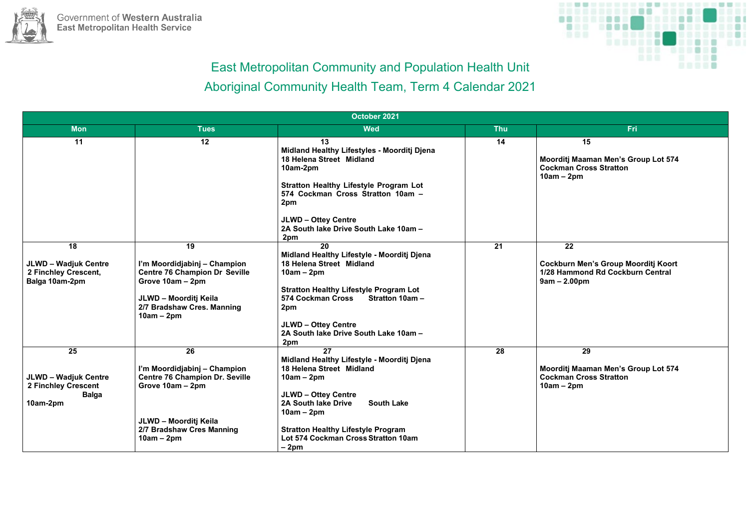Government of Western Australia
East Metropolitan Health Service

## East Metropolitan Community and Population Health Unit
## Aboriginal Community Health Team, Term 4 Calendar 2021

| October 2021 | | | | |
|---|---|---|---|---|
| **Mon** | **Tues** | **Wed** | **Thu** | **Fri** |
| **11** | **12** | **13**<br>**Midland Healthy Lifestyles - Moorditj Djena 18 Helena Street Midland 10am-2pm**<br><br>**Stratton Healthy Lifestyle Program Lot 574 Cockman Cross Stratton 10am – 2pm**<br><br>**JLWD – Ottey Centre 2A South lake Drive South Lake 10am – 2pm** | **14** | **15**<br><br>**Moorditj Maaman Men's Group Lot 574 Cockman Cross Stratton 10am – 2pm** |
| **18**<br><br>**JLWD – Wadjuk Centre 2 Finchley Crescent, Balga 10am-2pm** | **19**<br><br>**I'm Moordidjabinj – Champion Centre 76 Champion Dr Seville Grove 10am – 2pm**<br><br>**JLWD – Moorditj Keila 2/7 Bradshaw Cres. Manning 10am – 2pm** | **20**<br>**Midland Healthy Lifestyle - Moorditj Djena 18 Helena Street Midland 10am – 2pm**<br><br>**Stratton Healthy Lifestyle Program Lot 574 Cockman Cross Stratton 10am – 2pm**<br><br>**JLWD – Ottey Centre 2A South lake Drive South Lake 10am – 2pm** | **21** | **22**<br><br>**Cockburn Men's Group Moorditj Koort 1/28 Hammond Rd Cockburn Central 9am – 2.00pm** |
| **25**<br><br>**JLWD – Wadjuk Centre 2 Finchley Crescent Balga 10am-2pm** | **26**<br><br>**I'm Moordidjabinj – Champion Centre 76 Champion Dr. Seville Grove 10am – 2pm**<br><br>**JLWD – Moorditj Keila 2/7 Bradshaw Cres Manning 10am – 2pm** | **27**<br>**Midland Healthy Lifestyle - Moorditj Djena 18 Helena Street Midland 10am – 2pm**<br><br>**JLWD – Ottey Centre 2A South lake Drive South Lake 10am – 2pm**<br><br>**Stratton Healthy Lifestyle Program Lot 574 Cockman Cross Stratton 10am – 2pm** | **28** | **29**<br><br>**Moorditj Maaman Men's Group Lot 574 Cockman Cross Stratton 10am – 2pm** |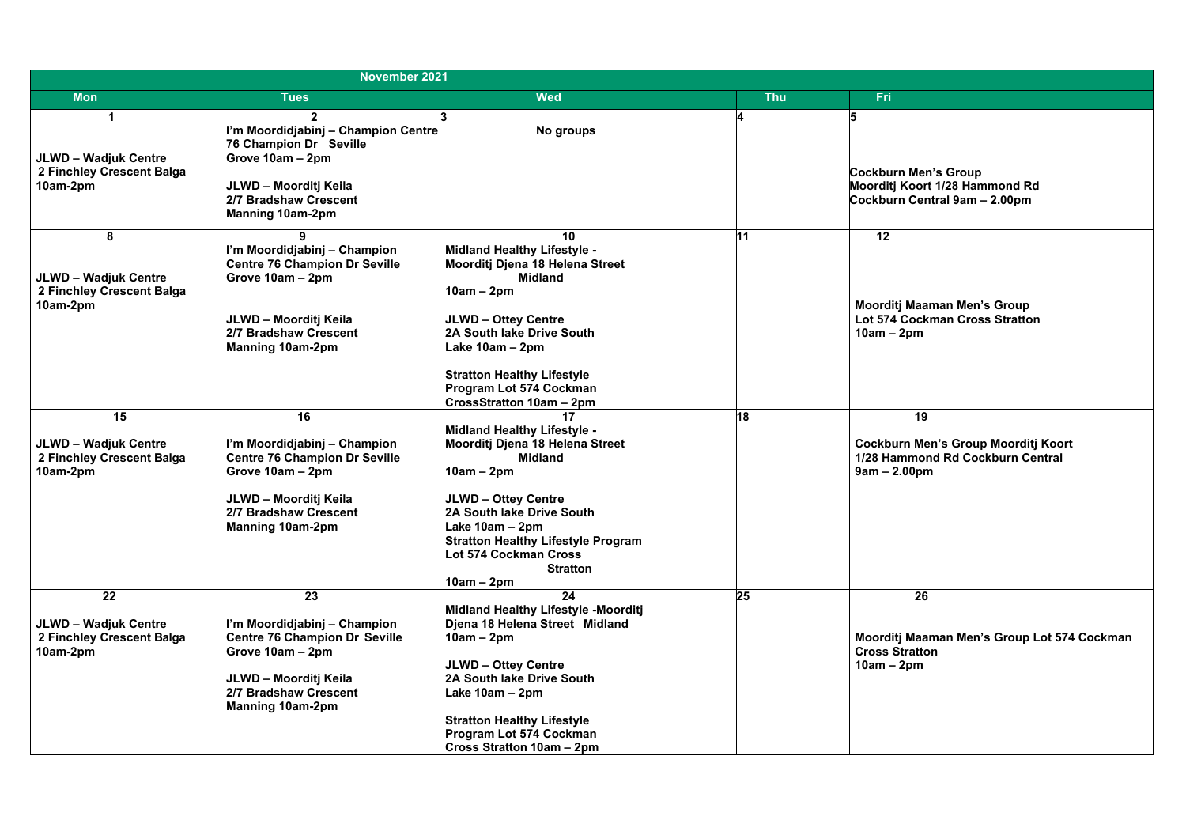| November 2021 | | | | |
|---|---|---|---|---|
| **Mon** | **Tues** | **Wed** | **Thu** | **Fri** |
| **1**<br><br>**JLWD – Wadjuk Centre 2 Finchley Crescent Balga 10am-2pm** | **2**<br>**I'm Moordidjabinj – Champion Centre 76 Champion Dr Seville Grove 10am – 2pm**<br><br>**JLWD – Moorditj Keila 2/7 Bradshaw Crescent Manning 10am-2pm** | **3**<br>**No groups** | **4** | **5**<br><br>**Cockburn Men's Group Moorditj Koort 1/28 Hammond Rd Cockburn Central 9am – 2.00pm** |
| **8**<br><br>**JLWD – Wadjuk Centre 2 Finchley Crescent Balga 10am-2pm** | **9**<br>**I'm Moordidjabinj – Champion Centre 76 Champion Dr Seville Grove 10am – 2pm**<br><br>**JLWD – Moorditj Keila 2/7 Bradshaw Crescent Manning 10am-2pm** | **10**<br>**Midland Healthy Lifestyle - Moorditj Djena 18 Helena Street Midland 10am – 2pm**<br><br>**JLWD – Ottey Centre 2A South lake Drive South Lake 10am – 2pm**<br><br>**Stratton Healthy Lifestyle Program Lot 574 Cockman CrossStratton 10am – 2pm** | **11** | **12**<br><br>**Moorditj Maaman Men's Group Lot 574 Cockman Cross Stratton 10am – 2pm** |
| **15**<br><br>**JLWD – Wadjuk Centre 2 Finchley Crescent Balga 10am-2pm** | **16**<br><br>**I'm Moordidjabinj – Champion Centre 76 Champion Dr Seville Grove 10am – 2pm**<br><br>**JLWD – Moorditj Keila 2/7 Bradshaw Crescent Manning 10am-2pm** | **17**<br>**Midland Healthy Lifestyle - Moorditj Djena 18 Helena Street Midland 10am – 2pm**<br><br>**JLWD – Ottey Centre 2A South lake Drive South Lake 10am – 2pm**<br>**Stratton Healthy Lifestyle Program Lot 574 Cockman Cross Stratton 10am – 2pm** | **18** | **19**<br><br>**Cockburn Men's Group Moorditj Koort 1/28 Hammond Rd Cockburn Central 9am – 2.00pm** |
| **22**<br><br>**JLWD – Wadjuk Centre 2 Finchley Crescent Balga 10am-2pm** | **23**<br><br>**I'm Moordidjabinj – Champion Centre 76 Champion Dr Seville Grove 10am – 2pm**<br><br>**JLWD – Moorditj Keila 2/7 Bradshaw Crescent Manning 10am-2pm** | **24**<br>**Midland Healthy Lifestyle -Moorditj Djena 18 Helena Street Midland 10am – 2pm**<br><br>**JLWD – Ottey Centre 2A South lake Drive South Lake 10am – 2pm**<br><br>**Stratton Healthy Lifestyle Program Lot 574 Cockman Cross Stratton 10am – 2pm** | **25** | **26**<br><br>**Moorditj Maaman Men's Group Lot 574 Cockman Cross Stratton 10am – 2pm** |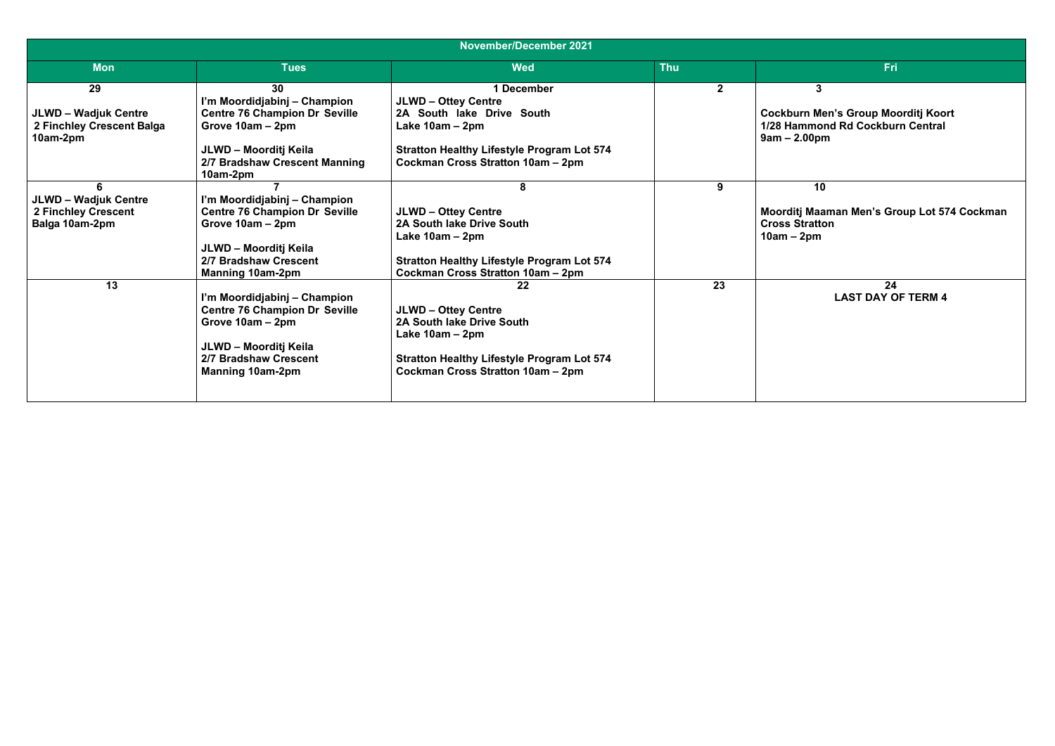| November/December 2021 | | | | |
|---|---|---|---|---|
| **Mon** | **Tues** | **Wed** | **Thu** | **Fri** |
| **29**<br><br>**JLWD – Wadjuk Centre 2 Finchley Crescent Balga 10am-2pm** | **30**<br>**I'm Moordidjabinj – Champion Centre 76 Champion Dr Seville Grove 10am – 2pm**<br><br>**JLWD – Moorditj Keila 2/7 Bradshaw Crescent Manning 10am-2pm** | **1 December**<br>**JLWD – Ottey Centre 2A South lake Drive South Lake 10am – 2pm**<br><br>**Stratton Healthy Lifestyle Program Lot 574 Cockman Cross Stratton 10am – 2pm** | **2** | **3**<br><br>**Cockburn Men's Group Moorditj Koort 1/28 Hammond Rd Cockburn Central 9am – 2.00pm** |
| **6**<br>**JLWD – Wadjuk Centre 2 Finchley Crescent Balga 10am-2pm** | **7**<br>**I'm Moordidjabinj – Champion Centre 76 Champion Dr Seville Grove 10am – 2pm**<br><br>**JLWD – Moorditj Keila 2/7 Bradshaw Crescent Manning 10am-2pm** | **8**<br><br>**JLWD – Ottey Centre 2A South lake Drive South Lake 10am – 2pm**<br><br>**Stratton Healthy Lifestyle Program Lot 574 Cockman Cross Stratton 10am – 2pm** | **9** | **10**<br><br>**Moorditj Maaman Men's Group Lot 574 Cockman Cross Stratton 10am – 2pm** |
| **13** | **I'm Moordidjabinj – Champion Centre 76 Champion Dr Seville Grove 10am – 2pm**<br><br>**JLWD – Moorditj Keila 2/7 Bradshaw Crescent Manning 10am-2pm** | **22**<br><br>**JLWD – Ottey Centre 2A South lake Drive South Lake 10am – 2pm**<br><br>**Stratton Healthy Lifestyle Program Lot 574 Cockman Cross Stratton 10am – 2pm** | **23** | **24**<br>**LAST DAY OF TERM 4** |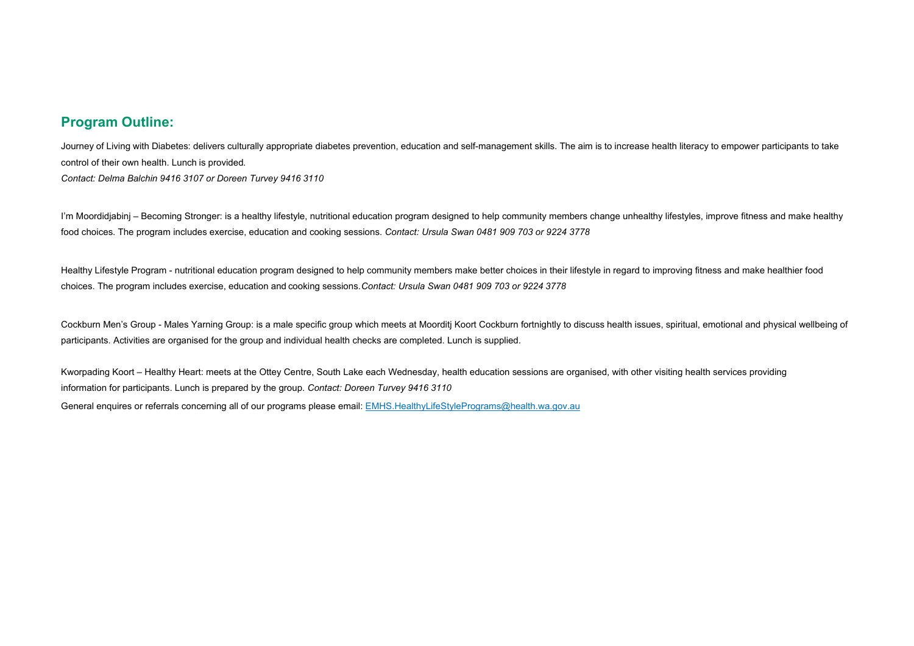## Program Outline:

Journey of Living with Diabetes: delivers culturally appropriate diabetes prevention, education and self-management skills. The aim is to increase health literacy to empower participants to take control of their own health. Lunch is provided.
*Contact: Delma Balchin 9416 3107 or Doreen Turvey 9416 3110*

I'm Moordidjabinj – Becoming Stronger: is a healthy lifestyle, nutritional education program designed to help community members change unhealthy lifestyles, improve fitness and make healthy food choices. The program includes exercise, education and cooking sessions. *Contact: Ursula Swan 0481 909 703 or 9224 3778*

Healthy Lifestyle Program - nutritional education program designed to help community members make better choices in their lifestyle in regard to improving fitness and make healthier food choices. The program includes exercise, education and cooking sessions. *Contact: Ursula Swan 0481 909 703 or 9224 3778*

Cockburn Men's Group - Males Yarning Group: is a male specific group which meets at Moorditj Koort Cockburn fortnightly to discuss health issues, spiritual, emotional and physical wellbeing of participants. Activities are organised for the group and individual health checks are completed. Lunch is supplied.

Kworpading Koort – Healthy Heart: meets at the Ottey Centre, South Lake each Wednesday, health education sessions are organised, with other visiting health services providing information for participants. Lunch is prepared by the group. *Contact: Doreen Turvey 9416 3110*

General enquires or referrals concerning all of our programs please email: [EMHS.HealthyLifeStylePrograms@health.wa.gov.au](mailto:EMHS.HealthyLifeStylePrograms@health.wa.gov.au)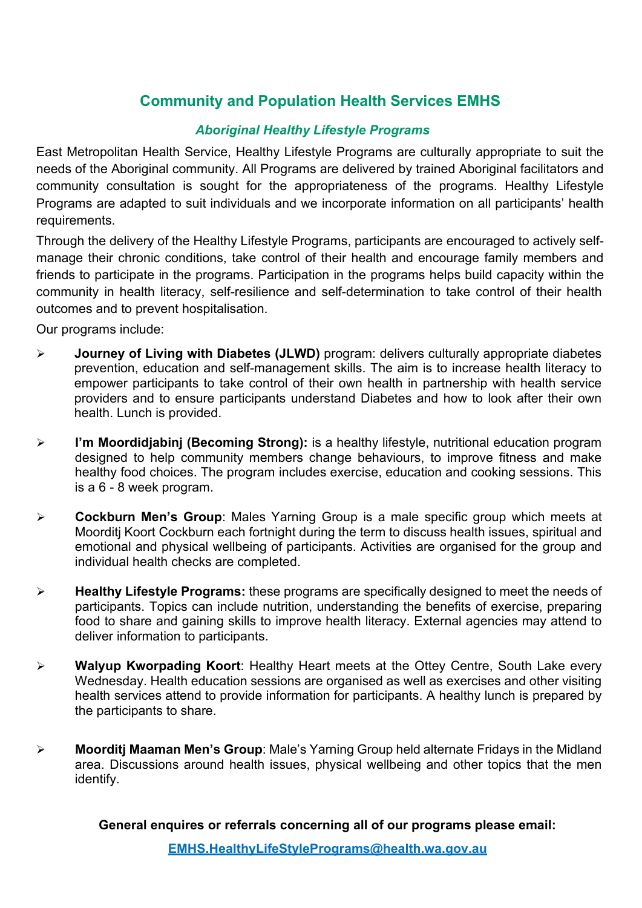## Community and Population Health Services EMHS

### *Aboriginal Healthy Lifestyle Programs*

East Metropolitan Health Service, Healthy Lifestyle Programs are culturally appropriate to suit the needs of the Aboriginal community. All Programs are delivered by trained Aboriginal facilitators and community consultation is sought for the appropriateness of the programs. Healthy Lifestyle Programs are adapted to suit individuals and we incorporate information on all participants' health requirements.

Through the delivery of the Healthy Lifestyle Programs, participants are encouraged to actively self-manage their chronic conditions, take control of their health and encourage family members and friends to participate in the programs. Participation in the programs helps build capacity within the community in health literacy, self-resilience and self-determination to take control of their health outcomes and to prevent hospitalisation.

Our programs include:

- **Journey of Living with Diabetes (JLWD)** program: delivers culturally appropriate diabetes prevention, education and self-management skills. The aim is to increase health literacy to empower participants to take control of their own health in partnership with health service providers and to ensure participants understand Diabetes and how to look after their own health. Lunch is provided.
- **I'm Moordidjabinj (Becoming Strong):** is a healthy lifestyle, nutritional education program designed to help community members change behaviours, to improve fitness and make healthy food choices. The program includes exercise, education and cooking sessions. This is a 6 - 8 week program.
- **Cockburn Men's Group**: Males Yarning Group is a male specific group which meets at Moorditj Koort Cockburn each fortnight during the term to discuss health issues, spiritual and emotional and physical wellbeing of participants. Activities are organised for the group and individual health checks are completed.
- **Healthy Lifestyle Programs:** these programs are specifically designed to meet the needs of participants. Topics can include nutrition, understanding the benefits of exercise, preparing food to share and gaining skills to improve health literacy. External agencies may attend to deliver information to participants.
- **Walyup Kworpading Koort**: Healthy Heart meets at the Ottey Centre, South Lake every Wednesday. Health education sessions are organised as well as exercises and other visiting health services attend to provide information for participants. A healthy lunch is prepared by the participants to share.
- **Moorditj Maaman Men's Group**: Male's Yarning Group held alternate Fridays in the Midland area. Discussions around health issues, physical wellbeing and other topics that the men identify.

**General enquires or referrals concerning all of our programs please email:**

**EMHS.HealthyLifeStylePrograms@health.wa.gov.au**